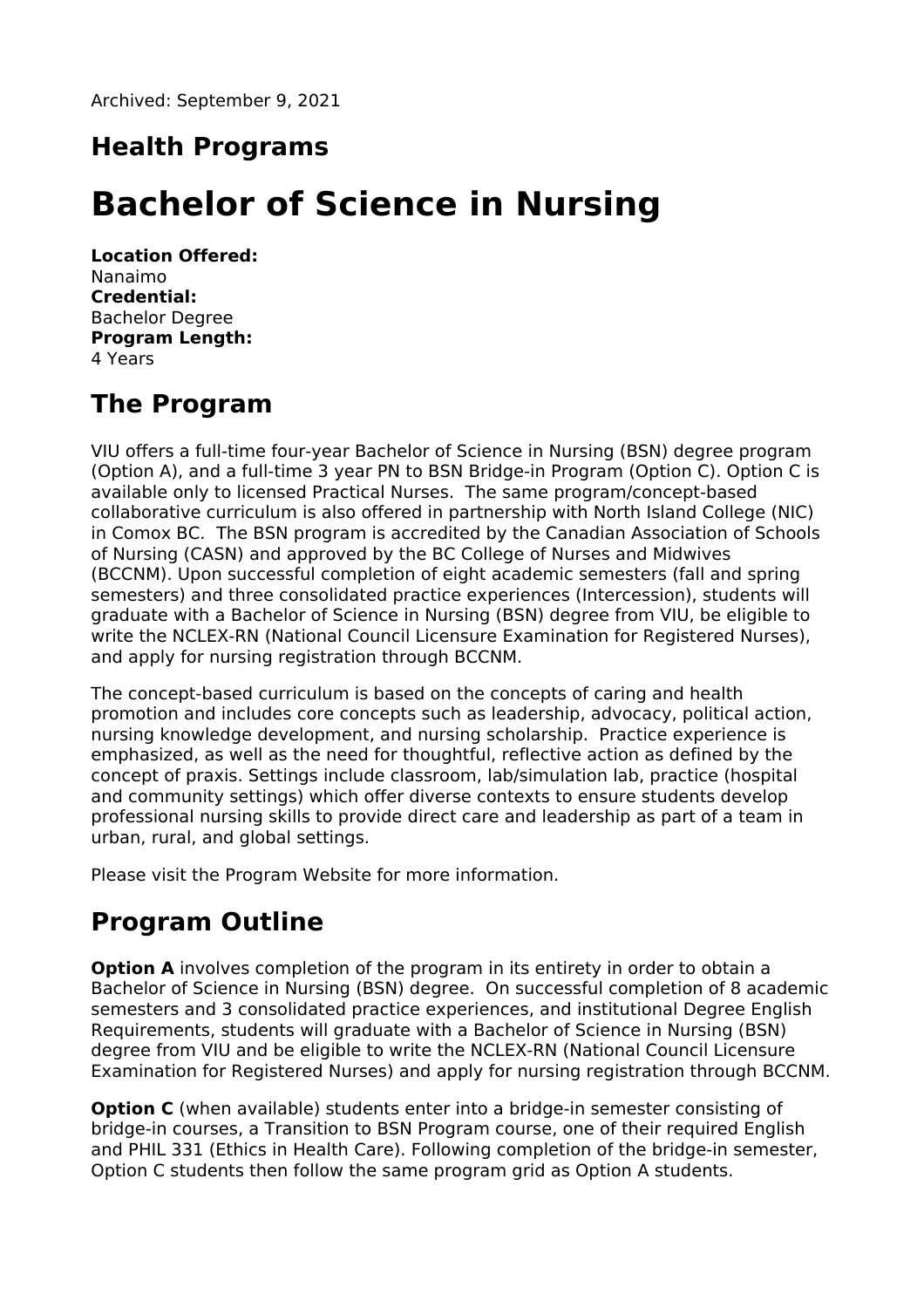Archived: September 9, 2021

## Health Programs

# Bachelor of Science in Nursing

**Location Offered:**
Nanaimo
**Credential:**
Bachelor Degree
**Program Length:**
4 Years

## The Program

VIU offers a full-time four-year Bachelor of Science in Nursing (BSN) degree program (Option A), and a full-time 3 year PN to BSN Bridge-in Program (Option C). Option C is available only to licensed Practical Nurses. The same program/concept-based collaborative curriculum is also offered in partnership with North Island College (NIC) in Comox BC. The BSN program is accredited by the Canadian Association of Schools of Nursing (CASN) and approved by the BC College of Nurses and Midwives (BCCNM). Upon successful completion of eight academic semesters (fall and spring semesters) and three consolidated practice experiences (Intercession), students will graduate with a Bachelor of Science in Nursing (BSN) degree from VIU, be eligible to write the NCLEX-RN (National Council Licensure Examination for Registered Nurses), and apply for nursing registration through BCCNM.

The concept-based curriculum is based on the concepts of caring and health promotion and includes core concepts such as leadership, advocacy, political action, nursing knowledge development, and nursing scholarship. Practice experience is emphasized, as well as the need for thoughtful, reflective action as defined by the concept of praxis. Settings include classroom, lab/simulation lab, practice (hospital and community settings) which offer diverse contexts to ensure students develop professional nursing skills to provide direct care and leadership as part of a team in urban, rural, and global settings.

Please visit the Program Website for more information.

## Program Outline

**Option A** involves completion of the program in its entirety in order to obtain a Bachelor of Science in Nursing (BSN) degree. On successful completion of 8 academic semesters and 3 consolidated practice experiences, and institutional Degree English Requirements, students will graduate with a Bachelor of Science in Nursing (BSN) degree from VIU and be eligible to write the NCLEX-RN (National Council Licensure Examination for Registered Nurses) and apply for nursing registration through BCCNM.

**Option C** (when available) students enter into a bridge-in semester consisting of bridge-in courses, a Transition to BSN Program course, one of their required English and PHIL 331 (Ethics in Health Care). Following completion of the bridge-in semester, Option C students then follow the same program grid as Option A students.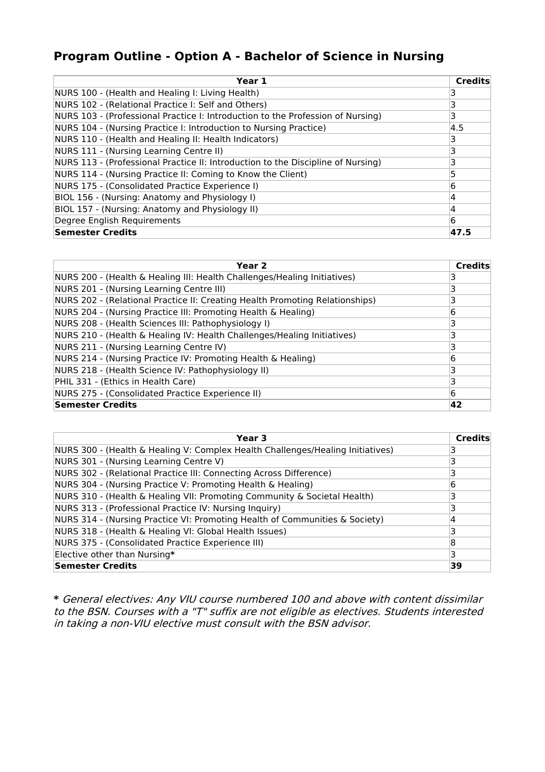## Program Outline - Option A - Bachelor of Science in Nursing

| Year 1 | Credits |
|---|---|
| NURS 100 - (Health and Healing I: Living Health) | 3 |
| NURS 102 - (Relational Practice I: Self and Others) | 3 |
| NURS 103 - (Professional Practice I: Introduction to the Profession of Nursing) | 3 |
| NURS 104 - (Nursing Practice I: Introduction to Nursing Practice) | 4.5 |
| NURS 110 - (Health and Healing II: Health Indicators) | 3 |
| NURS 111 - (Nursing Learning Centre II) | 3 |
| NURS 113 - (Professional Practice II: Introduction to the Discipline of Nursing) | 3 |
| NURS 114 - (Nursing Practice II: Coming to Know the Client) | 5 |
| NURS 175 - (Consolidated Practice Experience I) | 6 |
| BIOL 156 - (Nursing: Anatomy and Physiology I) | 4 |
| BIOL 157 - (Nursing: Anatomy and Physiology II) | 4 |
| Degree English Requirements | 6 |
| **Semester Credits** | **47.5** |

| Year 2 | Credits |
|---|---|
| NURS 200 - (Health & Healing III: Health Challenges/Healing Initiatives) | 3 |
| NURS 201 - (Nursing Learning Centre III) | 3 |
| NURS 202 - (Relational Practice II: Creating Health Promoting Relationships) | 3 |
| NURS 204 - (Nursing Practice III: Promoting Health & Healing) | 6 |
| NURS 208 - (Health Sciences III: Pathophysiology I) | 3 |
| NURS 210 - (Health & Healing IV: Health Challenges/Healing Initiatives) | 3 |
| NURS 211 - (Nursing Learning Centre IV) | 3 |
| NURS 214 - (Nursing Practice IV: Promoting Health & Healing) | 6 |
| NURS 218 - (Health Science IV: Pathophysiology II) | 3 |
| PHIL 331 - (Ethics in Health Care) | 3 |
| NURS 275 - (Consolidated Practice Experience II) | 6 |
| **Semester Credits** | **42** |

| Year 3 | Credits |
|---|---|
| NURS 300 - (Health & Healing V: Complex Health Challenges/Healing Initiatives) | 3 |
| NURS 301 - (Nursing Learning Centre V) | 3 |
| NURS 302 - (Relational Practice III: Connecting Across Difference) | 3 |
| NURS 304 - (Nursing Practice V: Promoting Health & Healing) | 6 |
| NURS 310 - (Health & Healing VII: Promoting Community & Societal Health) | 3 |
| NURS 313 - (Professional Practice IV: Nursing Inquiry) | 3 |
| NURS 314 - (Nursing Practice VI: Promoting Health of Communities & Society) | 4 |
| NURS 318 - (Health & Healing VI: Global Health Issues) | 3 |
| NURS 375 - (Consolidated Practice Experience III) | 8 |
| Elective other than Nursing* | 3 |
| **Semester Credits** | **39** |

**\*** *General electives: Any VIU course numbered 100 and above with content dissimilar to the BSN. Courses with a "T" suffix are not eligible as electives. Students interested in taking a non-VIU elective must consult with the BSN advisor.*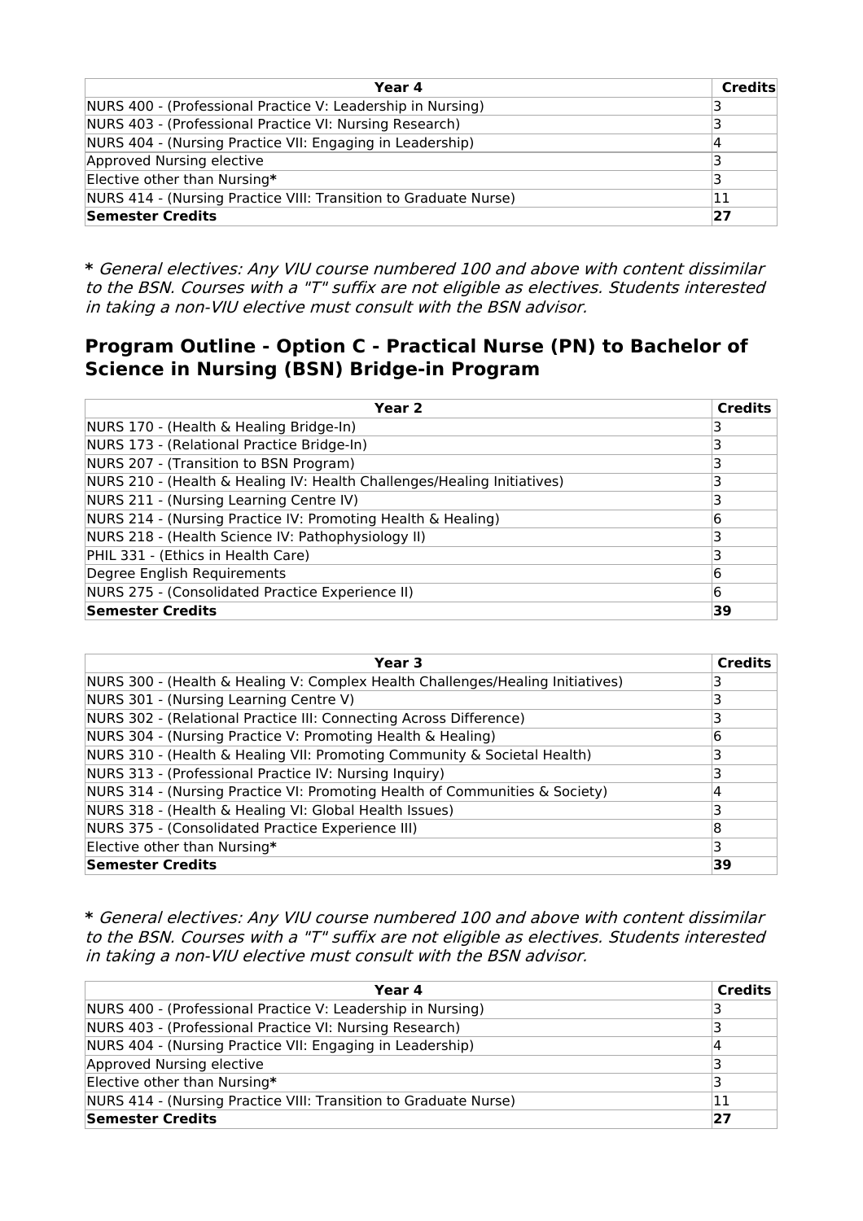| Year 4 | Credits |
|---|---|
| NURS 400 - (Professional Practice V: Leadership in Nursing) | 3 |
| NURS 403 - (Professional Practice VI: Nursing Research) | 3 |
| NURS 404 - (Nursing Practice VII: Engaging in Leadership) | 4 |
| Approved Nursing elective | 3 |
| Elective other than Nursing* | 3 |
| NURS 414 - (Nursing Practice VIII: Transition to Graduate Nurse) | 11 |
| **Semester Credits** | **27** |

**\*** *General electives: Any VIU course numbered 100 and above with content dissimilar to the BSN. Courses with a "T" suffix are not eligible as electives. Students interested in taking a non-VIU elective must consult with the BSN advisor.*

## Program Outline - Option C - Practical Nurse (PN) to Bachelor of Science in Nursing (BSN) Bridge-in Program

| Year 2 | Credits |
|---|---|
| NURS 170 - (Health & Healing Bridge-In) | 3 |
| NURS 173 - (Relational Practice Bridge-In) | 3 |
| NURS 207 - (Transition to BSN Program) | 3 |
| NURS 210 - (Health & Healing IV: Health Challenges/Healing Initiatives) | 3 |
| NURS 211 - (Nursing Learning Centre IV) | 3 |
| NURS 214 - (Nursing Practice IV: Promoting Health & Healing) | 6 |
| NURS 218 - (Health Science IV: Pathophysiology II) | 3 |
| PHIL 331 - (Ethics in Health Care) | 3 |
| Degree English Requirements | 6 |
| NURS 275 - (Consolidated Practice Experience II) | 6 |
| **Semester Credits** | **39** |

| Year 3 | Credits |
|---|---|
| NURS 300 - (Health & Healing V: Complex Health Challenges/Healing Initiatives) | 3 |
| NURS 301 - (Nursing Learning Centre V) | 3 |
| NURS 302 - (Relational Practice III: Connecting Across Difference) | 3 |
| NURS 304 - (Nursing Practice V: Promoting Health & Healing) | 6 |
| NURS 310 - (Health & Healing VII: Promoting Community & Societal Health) | 3 |
| NURS 313 - (Professional Practice IV: Nursing Inquiry) | 3 |
| NURS 314 - (Nursing Practice VI: Promoting Health of Communities & Society) | 4 |
| NURS 318 - (Health & Healing VI: Global Health Issues) | 3 |
| NURS 375 - (Consolidated Practice Experience III) | 8 |
| Elective other than Nursing* | 3 |
| **Semester Credits** | **39** |

**\*** *General electives: Any VIU course numbered 100 and above with content dissimilar to the BSN. Courses with a "T" suffix are not eligible as electives. Students interested in taking a non-VIU elective must consult with the BSN advisor.*

| Year 4 | Credits |
|---|---|
| NURS 400 - (Professional Practice V: Leadership in Nursing) | 3 |
| NURS 403 - (Professional Practice VI: Nursing Research) | 3 |
| NURS 404 - (Nursing Practice VII: Engaging in Leadership) | 4 |
| Approved Nursing elective | 3 |
| Elective other than Nursing* | 3 |
| NURS 414 - (Nursing Practice VIII: Transition to Graduate Nurse) | 11 |
| **Semester Credits** | **27** |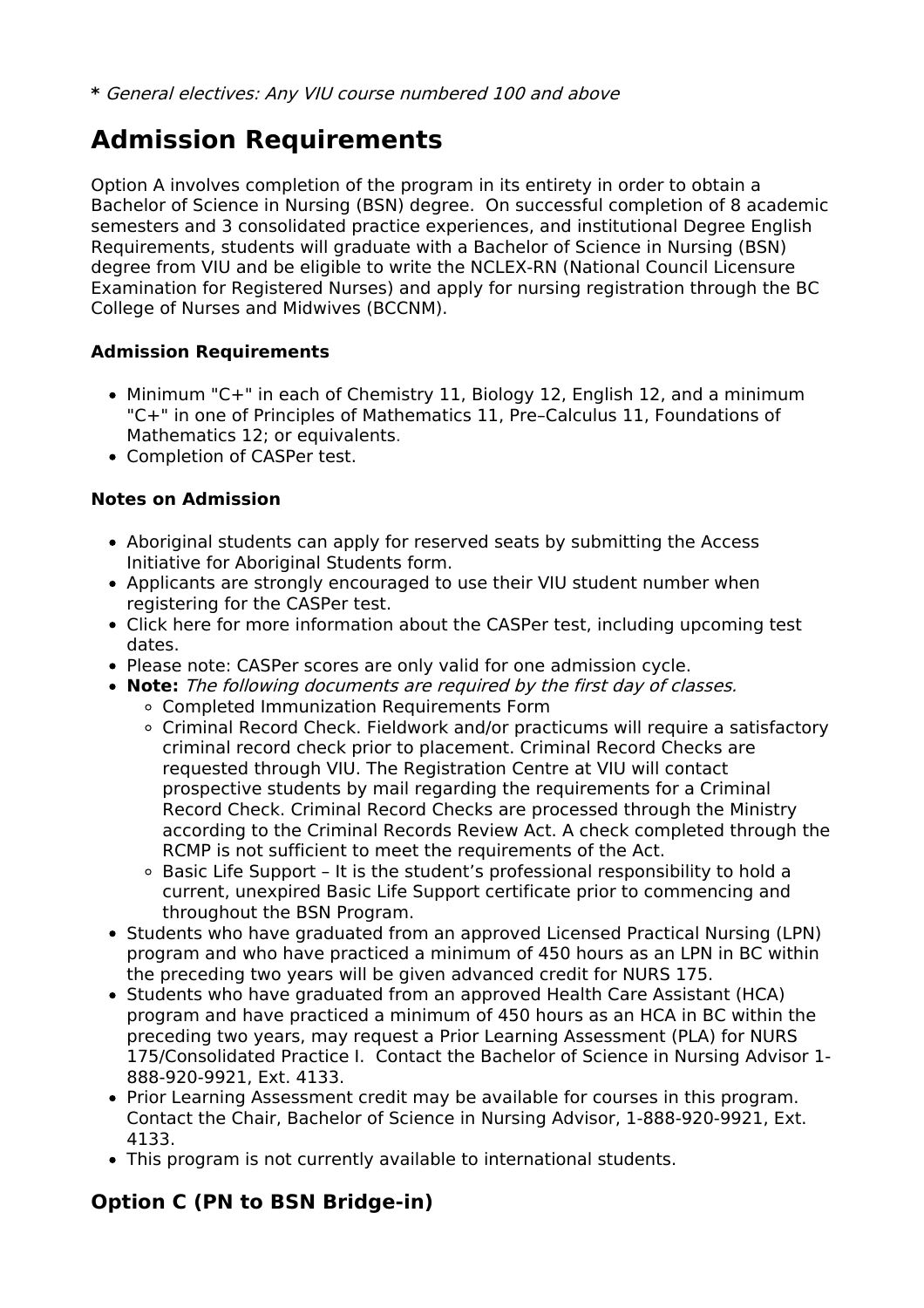**\*** *General electives: Any VIU course numbered 100 and above*

## Admission Requirements

Option A involves completion of the program in its entirety in order to obtain a Bachelor of Science in Nursing (BSN) degree. On successful completion of 8 academic semesters and 3 consolidated practice experiences, and institutional Degree English Requirements, students will graduate with a Bachelor of Science in Nursing (BSN) degree from VIU and be eligible to write the NCLEX-RN (National Council Licensure Examination for Registered Nurses) and apply for nursing registration through the BC College of Nurses and Midwives (BCCNM).

**Admission Requirements**

- Minimum "C+" in each of Chemistry 11, Biology 12, English 12, and a minimum "C+" in one of Principles of Mathematics 11, Pre–Calculus 11, Foundations of Mathematics 12; or equivalents.
- Completion of CASPer test.

**Notes on Admission**

- Aboriginal students can apply for reserved seats by submitting the Access Initiative for Aboriginal Students form.
- Applicants are strongly encouraged to use their VIU student number when registering for the CASPer test.
- Click here for more information about the CASPer test, including upcoming test dates.
- Please note: CASPer scores are only valid for one admission cycle.
- **Note:** *The following documents are required by the first day of classes.*
    - Completed Immunization Requirements Form
    - Criminal Record Check. Fieldwork and/or practicums will require a satisfactory criminal record check prior to placement. Criminal Record Checks are requested through VIU. The Registration Centre at VIU will contact prospective students by mail regarding the requirements for a Criminal Record Check. Criminal Record Checks are processed through the Ministry according to the Criminal Records Review Act. A check completed through the RCMP is not sufficient to meet the requirements of the Act.
    - Basic Life Support – It is the student's professional responsibility to hold a current, unexpired Basic Life Support certificate prior to commencing and throughout the BSN Program.
- Students who have graduated from an approved Licensed Practical Nursing (LPN) program and who have practiced a minimum of 450 hours as an LPN in BC within the preceding two years will be given advanced credit for NURS 175.
- Students who have graduated from an approved Health Care Assistant (HCA) program and have practiced a minimum of 450 hours as an HCA in BC within the preceding two years, may request a Prior Learning Assessment (PLA) for NURS 175/Consolidated Practice I. Contact the Bachelor of Science in Nursing Advisor 1-888-920-9921, Ext. 4133.
- Prior Learning Assessment credit may be available for courses in this program. Contact the Chair, Bachelor of Science in Nursing Advisor, 1-888-920-9921, Ext. 4133.
- This program is not currently available to international students.

## Option C (PN to BSN Bridge-in)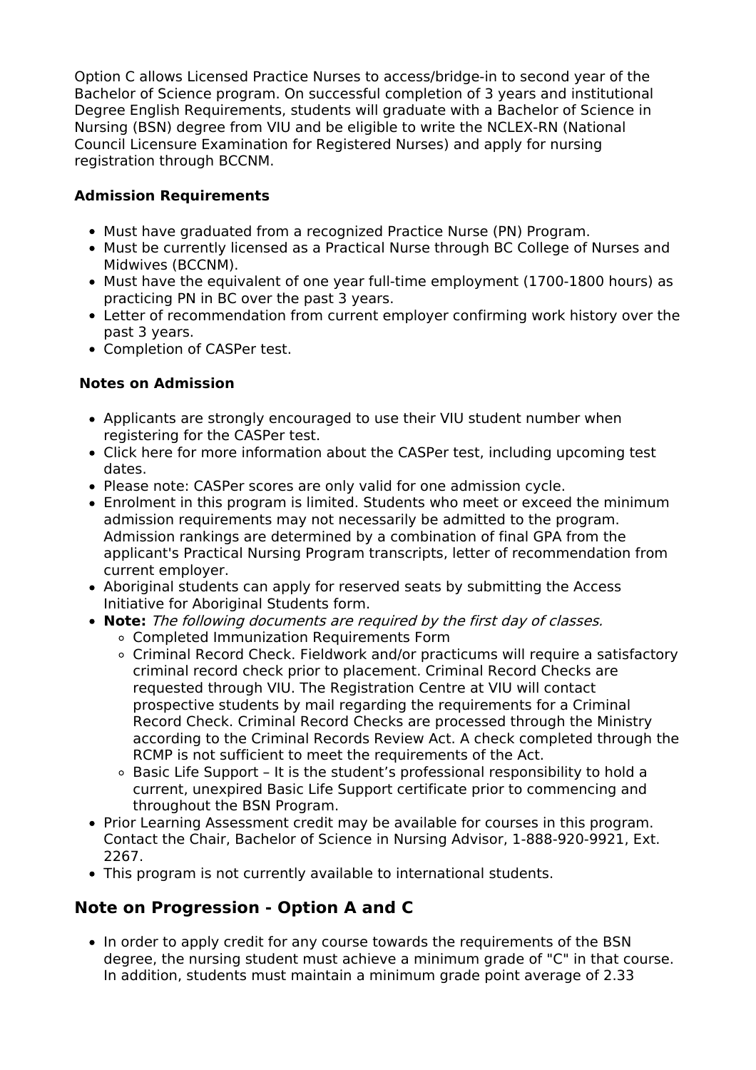Option C allows Licensed Practice Nurses to access/bridge-in to second year of the Bachelor of Science program. On successful completion of 3 years and institutional Degree English Requirements, students will graduate with a Bachelor of Science in Nursing (BSN) degree from VIU and be eligible to write the NCLEX-RN (National Council Licensure Examination for Registered Nurses) and apply for nursing registration through BCCNM.

**Admission Requirements**

- Must have graduated from a recognized Practice Nurse (PN) Program.
- Must be currently licensed as a Practical Nurse through BC College of Nurses and Midwives (BCCNM).
- Must have the equivalent of one year full-time employment (1700-1800 hours) as practicing PN in BC over the past 3 years.
- Letter of recommendation from current employer confirming work history over the past 3 years.
- Completion of CASPer test.

**Notes on Admission**

- Applicants are strongly encouraged to use their VIU student number when registering for the CASPer test.
- Click here for more information about the CASPer test, including upcoming test dates.
- Please note: CASPer scores are only valid for one admission cycle.
- Enrolment in this program is limited. Students who meet or exceed the minimum admission requirements may not necessarily be admitted to the program. Admission rankings are determined by a combination of final GPA from the applicant's Practical Nursing Program transcripts, letter of recommendation from current employer.
- Aboriginal students can apply for reserved seats by submitting the Access Initiative for Aboriginal Students form.
- **Note:** *The following documents are required by the first day of classes.*
  - Completed Immunization Requirements Form
  - Criminal Record Check. Fieldwork and/or practicums will require a satisfactory criminal record check prior to placement. Criminal Record Checks are requested through VIU. The Registration Centre at VIU will contact prospective students by mail regarding the requirements for a Criminal Record Check. Criminal Record Checks are processed through the Ministry according to the Criminal Records Review Act. A check completed through the RCMP is not sufficient to meet the requirements of the Act.
  - Basic Life Support – It is the student's professional responsibility to hold a current, unexpired Basic Life Support certificate prior to commencing and throughout the BSN Program.
- Prior Learning Assessment credit may be available for courses in this program. Contact the Chair, Bachelor of Science in Nursing Advisor, 1-888-920-9921, Ext. 2267.
- This program is not currently available to international students.

## Note on Progression - Option A and C

- In order to apply credit for any course towards the requirements of the BSN degree, the nursing student must achieve a minimum grade of "C" in that course. In addition, students must maintain a minimum grade point average of 2.33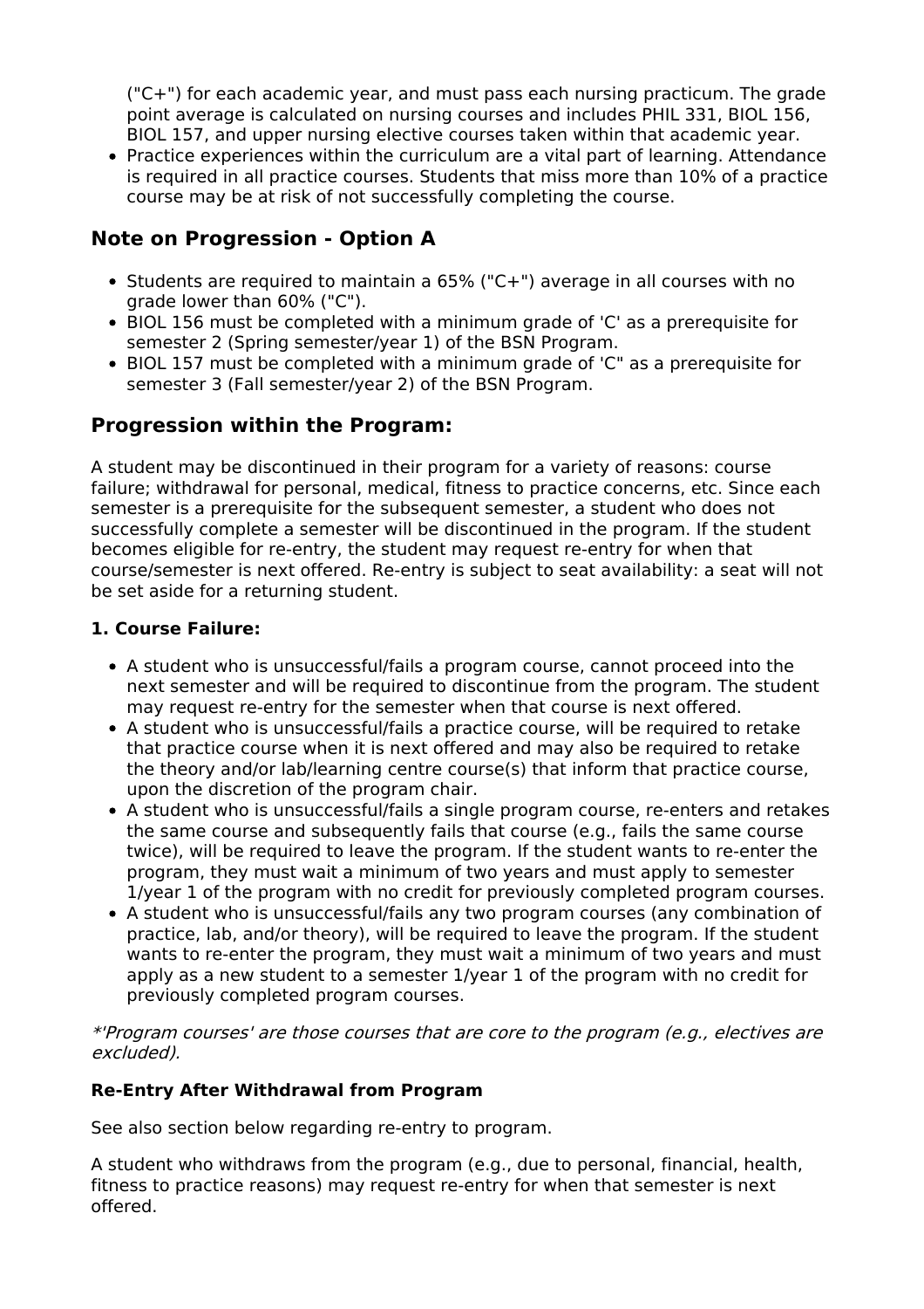("C+") for each academic year, and must pass each nursing practicum. The grade point average is calculated on nursing courses and includes PHIL 331, BIOL 156, BIOL 157, and upper nursing elective courses taken within that academic year.
- Practice experiences within the curriculum are a vital part of learning. Attendance is required in all practice courses. Students that miss more than 10% of a practice course may be at risk of not successfully completing the course.

## Note on Progression - Option A

- Students are required to maintain a 65% ("C+") average in all courses with no grade lower than 60% ("C").
- BIOL 156 must be completed with a minimum grade of 'C' as a prerequisite for semester 2 (Spring semester/year 1) of the BSN Program.
- BIOL 157 must be completed with a minimum grade of 'C" as a prerequisite for semester 3 (Fall semester/year 2) of the BSN Program.

## Progression within the Program:

A student may be discontinued in their program for a variety of reasons: course failure; withdrawal for personal, medical, fitness to practice concerns, etc. Since each semester is a prerequisite for the subsequent semester, a student who does not successfully complete a semester will be discontinued in the program. If the student becomes eligible for re-entry, the student may request re-entry for when that course/semester is next offered. Re-entry is subject to seat availability: a seat will not be set aside for a returning student.

**1. Course Failure:**

- A student who is unsuccessful/fails a program course, cannot proceed into the next semester and will be required to discontinue from the program. The student may request re-entry for the semester when that course is next offered.
- A student who is unsuccessful/fails a practice course, will be required to retake that practice course when it is next offered and may also be required to retake the theory and/or lab/learning centre course(s) that inform that practice course, upon the discretion of the program chair.
- A student who is unsuccessful/fails a single program course, re-enters and retakes the same course and subsequently fails that course (e.g., fails the same course twice), will be required to leave the program. If the student wants to re-enter the program, they must wait a minimum of two years and must apply to semester 1/year 1 of the program with no credit for previously completed program courses.
- A student who is unsuccessful/fails any two program courses (any combination of practice, lab, and/or theory), will be required to leave the program. If the student wants to re-enter the program, they must wait a minimum of two years and must apply as a new student to a semester 1/year 1 of the program with no credit for previously completed program courses.

*\*'Program courses' are those courses that are core to the program (e.g., electives are excluded).*

**Re-Entry After Withdrawal from Program**

See also section below regarding re-entry to program.

A student who withdraws from the program (e.g., due to personal, financial, health, fitness to practice reasons) may request re-entry for when that semester is next offered.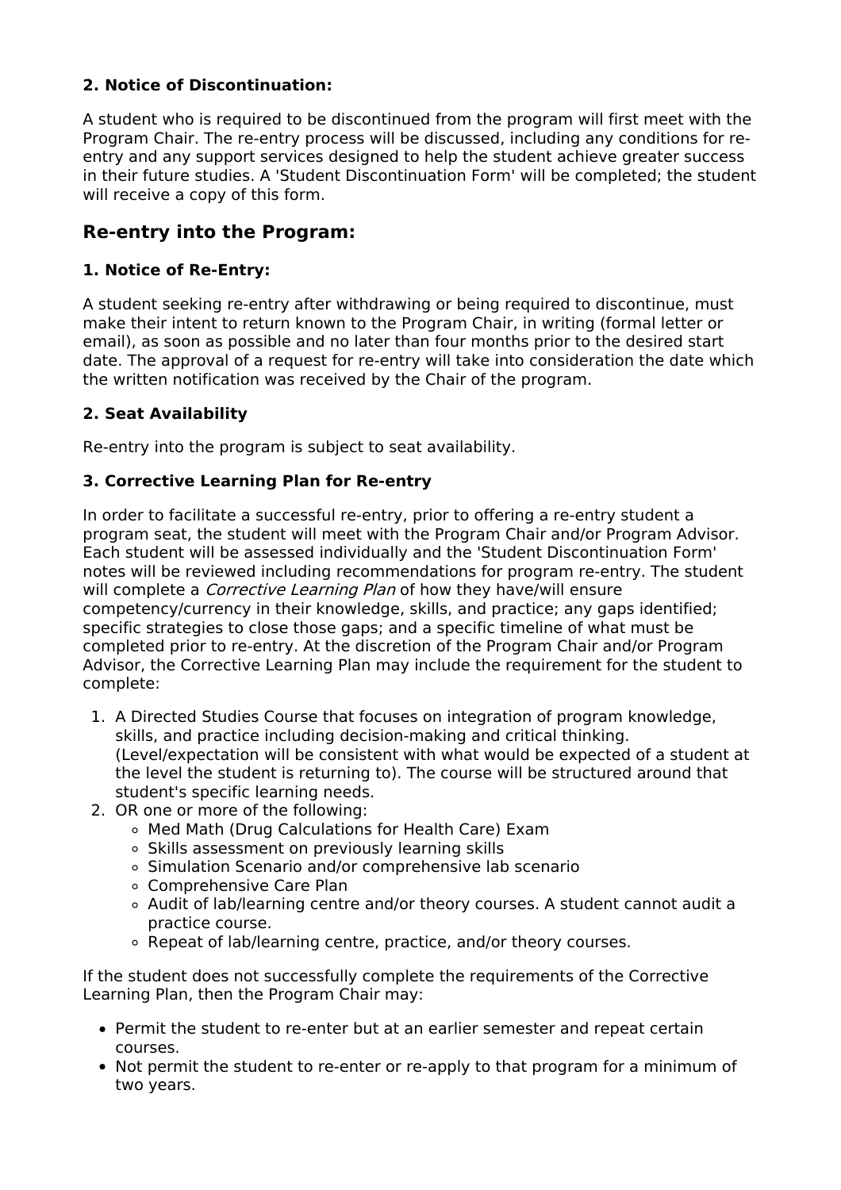**2. Notice of Discontinuation:**

A student who is required to be discontinued from the program will first meet with the Program Chair. The re-entry process will be discussed, including any conditions for re-entry and any support services designed to help the student achieve greater success in their future studies. A 'Student Discontinuation Form' will be completed; the student will receive a copy of this form.

## Re-entry into the Program:

**1. Notice of Re-Entry:**

A student seeking re-entry after withdrawing or being required to discontinue, must make their intent to return known to the Program Chair, in writing (formal letter or email), as soon as possible and no later than four months prior to the desired start date. The approval of a request for re-entry will take into consideration the date which the written notification was received by the Chair of the program.

**2. Seat Availability**

Re-entry into the program is subject to seat availability.

**3. Corrective Learning Plan for Re-entry**

In order to facilitate a successful re-entry, prior to offering a re-entry student a program seat, the student will meet with the Program Chair and/or Program Advisor. Each student will be assessed individually and the 'Student Discontinuation Form' notes will be reviewed including recommendations for program re-entry. The student will complete a *Corrective Learning Plan* of how they have/will ensure competency/currency in their knowledge, skills, and practice; any gaps identified; specific strategies to close those gaps; and a specific timeline of what must be completed prior to re-entry. At the discretion of the Program Chair and/or Program Advisor, the Corrective Learning Plan may include the requirement for the student to complete:

1. A Directed Studies Course that focuses on integration of program knowledge, skills, and practice including decision-making and critical thinking. (Level/expectation will be consistent with what would be expected of a student at the level the student is returning to). The course will be structured around that student's specific learning needs.
2. OR one or more of the following:
   - Med Math (Drug Calculations for Health Care) Exam
   - Skills assessment on previously learning skills
   - Simulation Scenario and/or comprehensive lab scenario
   - Comprehensive Care Plan
   - Audit of lab/learning centre and/or theory courses. A student cannot audit a practice course.
   - Repeat of lab/learning centre, practice, and/or theory courses.

If the student does not successfully complete the requirements of the Corrective Learning Plan, then the Program Chair may:

- Permit the student to re-enter but at an earlier semester and repeat certain courses.
- Not permit the student to re-enter or re-apply to that program for a minimum of two years.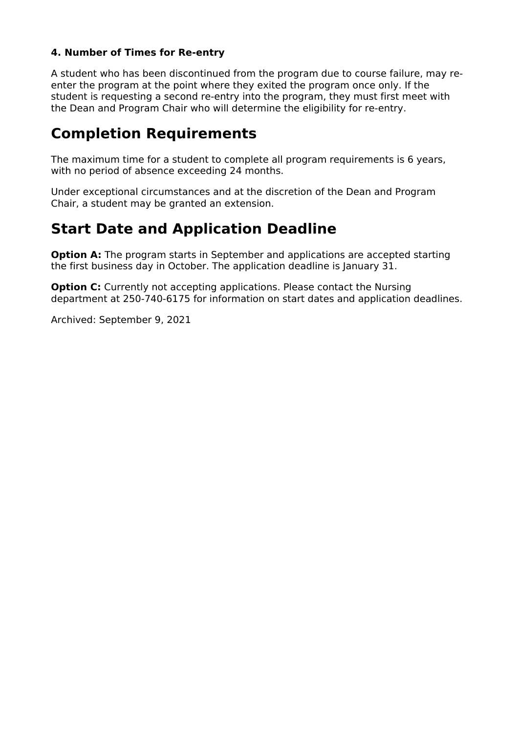#### 4. Number of Times for Re-entry

A student who has been discontinued from the program due to course failure, may re-enter the program at the point where they exited the program once only. If the student is requesting a second re-entry into the program, they must first meet with the Dean and Program Chair who will determine the eligibility for re-entry.

## Completion Requirements

The maximum time for a student to complete all program requirements is 6 years, with no period of absence exceeding 24 months.

Under exceptional circumstances and at the discretion of the Dean and Program Chair, a student may be granted an extension.

## Start Date and Application Deadline

**Option A:** The program starts in September and applications are accepted starting the first business day in October. The application deadline is January 31.

**Option C:** Currently not accepting applications. Please contact the Nursing department at 250-740-6175 for information on start dates and application deadlines.

Archived: September 9, 2021